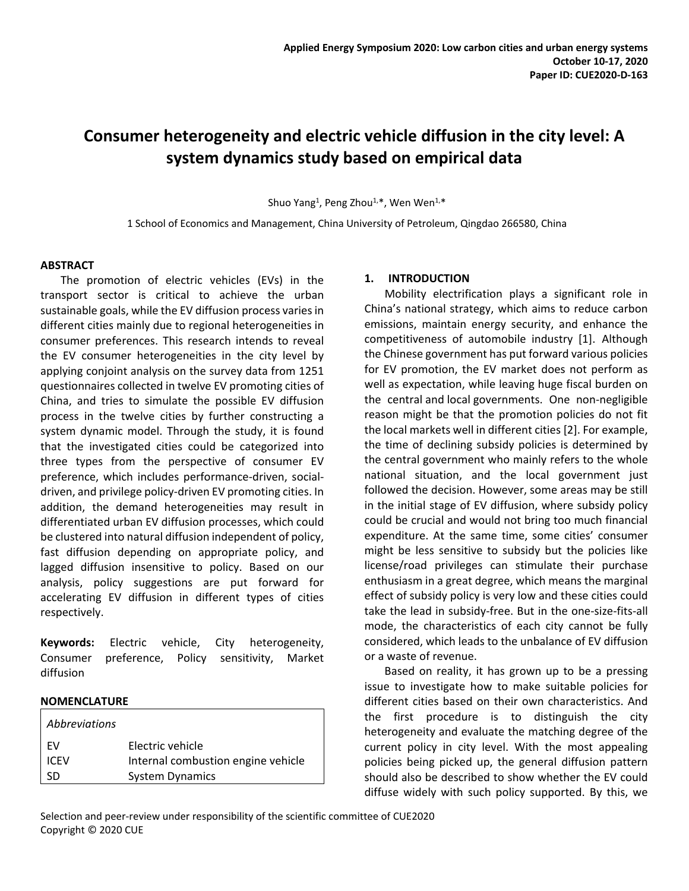# Consumer heterogeneity and electric vehicle diffusion in the city level: A system dynamics study based on empirical data

Shuo Yang[1], Peng Zhou[1,*], Wen Wen[1,*]

1 School of Economics and Management, China University of Petroleum, Qingdao 266580, China

## ABSTRACT

The promotion of electric vehicles (EVs) in the transport sector is critical to achieve the urban sustainable goals, while the EV diffusion process varies in different cities mainly due to regional heterogeneities in consumer preferences. This research intends to reveal the EV consumer heterogeneities in the city level by applying conjoint analysis on the survey data from 1251 questionnaires collected in twelve EV promoting cities of China, and tries to simulate the possible EV diffusion process in the twelve cities by further constructing a system dynamic model. Through the study, it is found that the investigated cities could be categorized into three types from the perspective of consumer EV preference, which includes performance-driven, social-driven, and privilege policy-driven EV promoting cities. In addition, the demand heterogeneities may result in differentiated urban EV diffusion processes, which could be clustered into natural diffusion independent of policy, fast diffusion depending on appropriate policy, and lagged diffusion insensitive to policy. Based on our analysis, policy suggestions are put forward for accelerating EV diffusion in different types of cities respectively.

**Keywords:** Electric vehicle, City heterogeneity, Consumer preference, Policy sensitivity, Market diffusion

## NOMENCLATURE

| *Abbreviations* | |
|---|---|
| EV | Electric vehicle |
| ICEV | Internal combustion engine vehicle |
| SD | System Dynamics |

## 1. INTRODUCTION

Mobility electrification plays a significant role in China's national strategy, which aims to reduce carbon emissions, maintain energy security, and enhance the competitiveness of automobile industry [1]. Although the Chinese government has put forward various policies for EV promotion, the EV market does not perform as well as expectation, while leaving huge fiscal burden on the central and local governments. One non-negligible reason might be that the promotion policies do not fit the local markets well in different cities [2]. For example, the time of declining subsidy policies is determined by the central government who mainly refers to the whole national situation, and the local government just followed the decision. However, some areas may be still in the initial stage of EV diffusion, where subsidy policy could be crucial and would not bring too much financial expenditure. At the same time, some cities' consumer might be less sensitive to subsidy but the policies like license/road privileges can stimulate their purchase enthusiasm in a great degree, which means the marginal effect of subsidy policy is very low and these cities could take the lead in subsidy-free. But in the one-size-fits-all mode, the characteristics of each city cannot be fully considered, which leads to the unbalance of EV diffusion or a waste of revenue.

Based on reality, it has grown up to be a pressing issue to investigate how to make suitable policies for different cities based on their own characteristics. And the first procedure is to distinguish the city heterogeneity and evaluate the matching degree of the current policy in city level. With the most appealing policies being picked up, the general diffusion pattern should also be described to show whether the EV could diffuse widely with such policy supported. By this, we

Selection and peer-review under responsibility of the scientific committee of CUE2020
Copyright © 2020 CUE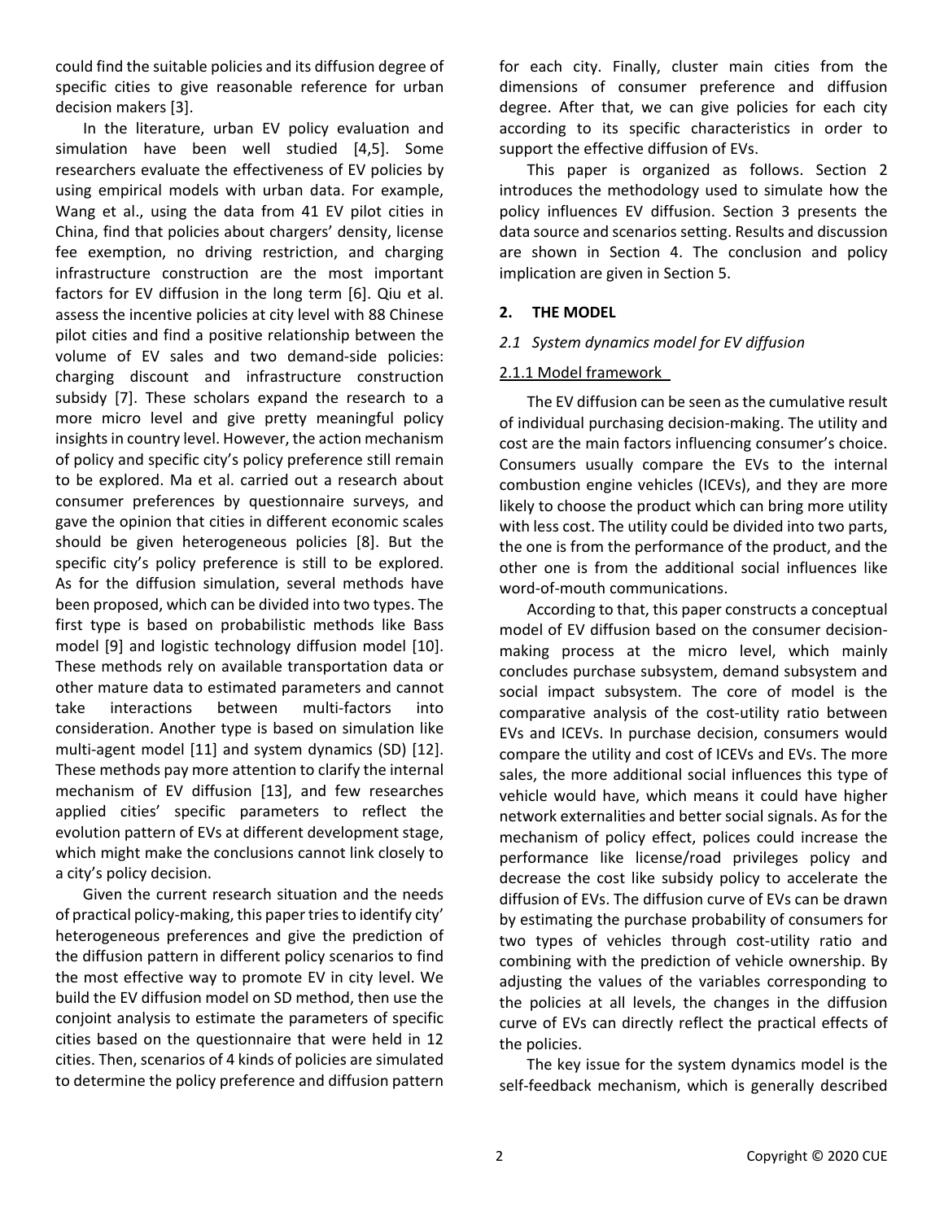could find the suitable policies and its diffusion degree of specific cities to give reasonable reference for urban decision makers [3].

In the literature, urban EV policy evaluation and simulation have been well studied [4,5]. Some researchers evaluate the effectiveness of EV policies by using empirical models with urban data. For example, Wang et al., using the data from 41 EV pilot cities in China, find that policies about chargers' density, license fee exemption, no driving restriction, and charging infrastructure construction are the most important factors for EV diffusion in the long term [6]. Qiu et al. assess the incentive policies at city level with 88 Chinese pilot cities and find a positive relationship between the volume of EV sales and two demand-side policies: charging discount and infrastructure construction subsidy [7]. These scholars expand the research to a more micro level and give pretty meaningful policy insights in country level. However, the action mechanism of policy and specific city's policy preference still remain to be explored. Ma et al. carried out a research about consumer preferences by questionnaire surveys, and gave the opinion that cities in different economic scales should be given heterogeneous policies [8]. But the specific city's policy preference is still to be explored. As for the diffusion simulation, several methods have been proposed, which can be divided into two types. The first type is based on probabilistic methods like Bass model [9] and logistic technology diffusion model [10]. These methods rely on available transportation data or other mature data to estimated parameters and cannot take interactions between multi-factors into consideration. Another type is based on simulation like multi-agent model [11] and system dynamics (SD) [12]. These methods pay more attention to clarify the internal mechanism of EV diffusion [13], and few researches applied cities' specific parameters to reflect the evolution pattern of EVs at different development stage, which might make the conclusions cannot link closely to a city's policy decision.

Given the current research situation and the needs of practical policy-making, this paper tries to identify city' heterogeneous preferences and give the prediction of the diffusion pattern in different policy scenarios to find the most effective way to promote EV in city level. We build the EV diffusion model on SD method, then use the conjoint analysis to estimate the parameters of specific cities based on the questionnaire that were held in 12 cities. Then, scenarios of 4 kinds of policies are simulated to determine the policy preference and diffusion pattern for each city. Finally, cluster main cities from the dimensions of consumer preference and diffusion degree. After that, we can give policies for each city according to its specific characteristics in order to support the effective diffusion of EVs.

This paper is organized as follows. Section 2 introduces the methodology used to simulate how the policy influences EV diffusion. Section 3 presents the data source and scenarios setting. Results and discussion are shown in Section 4. The conclusion and policy implication are given in Section 5.

## 2. THE MODEL

### *2.1 System dynamics model for EV diffusion*

#### 2.1.1 Model framework

The EV diffusion can be seen as the cumulative result of individual purchasing decision-making. The utility and cost are the main factors influencing consumer's choice. Consumers usually compare the EVs to the internal combustion engine vehicles (ICEVs), and they are more likely to choose the product which can bring more utility with less cost. The utility could be divided into two parts, the one is from the performance of the product, and the other one is from the additional social influences like word-of-mouth communications.

According to that, this paper constructs a conceptual model of EV diffusion based on the consumer decision-making process at the micro level, which mainly concludes purchase subsystem, demand subsystem and social impact subsystem. The core of model is the comparative analysis of the cost-utility ratio between EVs and ICEVs. In purchase decision, consumers would compare the utility and cost of ICEVs and EVs. The more sales, the more additional social influences this type of vehicle would have, which means it could have higher network externalities and better social signals. As for the mechanism of policy effect, polices could increase the performance like license/road privileges policy and decrease the cost like subsidy policy to accelerate the diffusion of EVs. The diffusion curve of EVs can be drawn by estimating the purchase probability of consumers for two types of vehicles through cost-utility ratio and combining with the prediction of vehicle ownership. By adjusting the values of the variables corresponding to the policies at all levels, the changes in the diffusion curve of EVs can directly reflect the practical effects of the policies.

The key issue for the system dynamics model is the self-feedback mechanism, which is generally described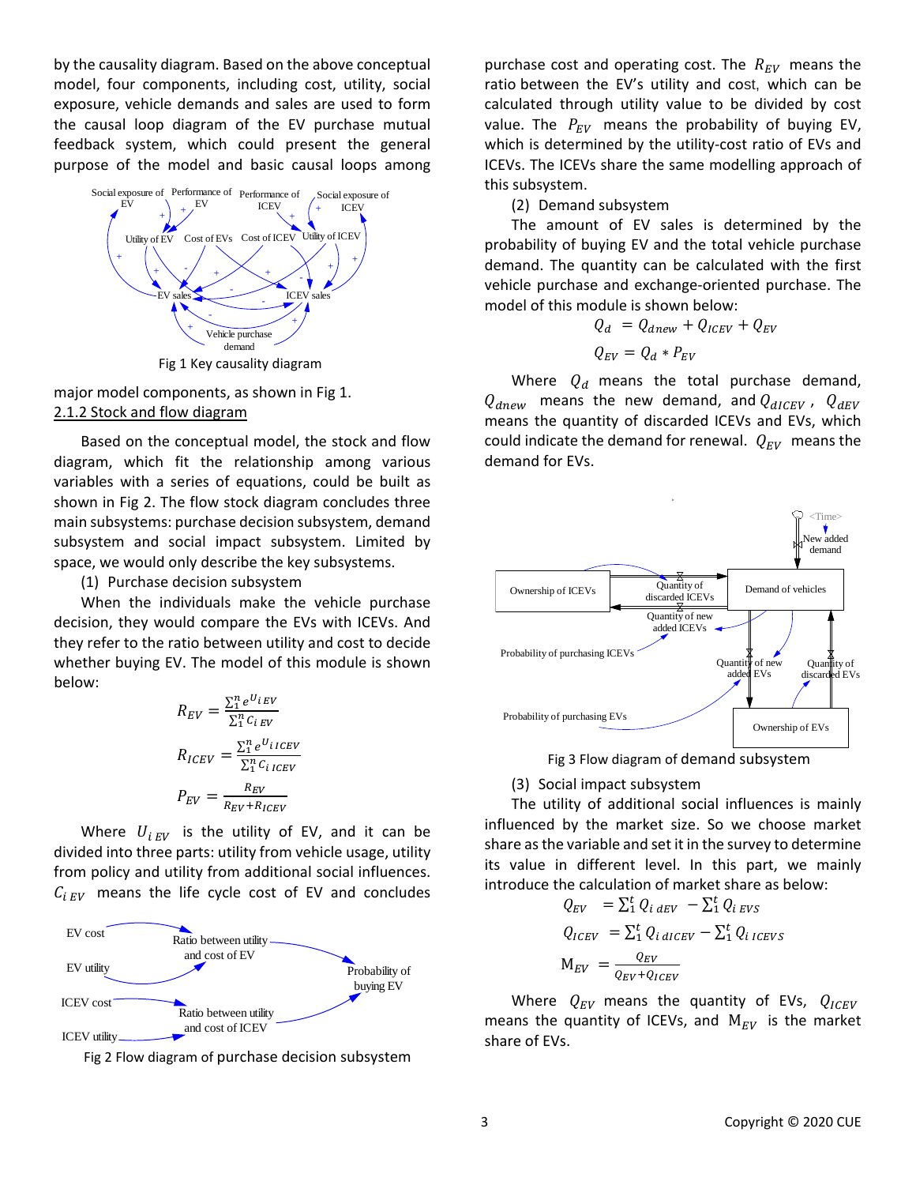by the causality diagram. Based on the above conceptual model, four components, including cost, utility, social exposure, vehicle demands and sales are used to form the causal loop diagram of the EV purchase mutual feedback system, which could present the general purpose of the model and basic causal loops among major model components, as shown in Fig 1.

Fig 1 Key causality diagram

#### 2.1.2 Stock and flow diagram

Based on the conceptual model, the stock and flow diagram, which fit the relationship among various variables with a series of equations, could be built as shown in Fig 2. The flow stock diagram concludes three main subsystems: purchase decision subsystem, demand subsystem and social impact subsystem. Limited by space, we would only describe the key subsystems.

(1) Purchase decision subsystem

When the individuals make the vehicle purchase decision, they would compare the EVs with ICEVs. And they refer to the ratio between utility and cost to decide whether buying EV. The model of this module is shown below:

$$R_{EV} = \frac{\sum_1^n e^{U_{i\,EV}}}{\sum_1^n C_{i\,EV}}$$

$$R_{ICEV} = \frac{\sum_1^n e^{U_{i\,ICEV}}}{\sum_1^n C_{i\,ICEV}}$$

$$P_{EV} = \frac{R_{EV}}{R_{EV}+R_{ICEV}}$$

Where $U_{i\,EV}$ is the utility of EV, and it can be divided into three parts: utility from vehicle usage, utility from policy and utility from additional social influences. $C_{i\,EV}$ means the life cycle cost of EV and concludes purchase cost and operating cost. The $R_{EV}$ means the ratio between the EV's utility and cost, which can be calculated through utility value to be divided by cost value. The $P_{EV}$ means the probability of buying EV, which is determined by the utility-cost ratio of EVs and ICEVs. The ICEVs share the same modelling approach of this subsystem.

Fig 2 Flow diagram of purchase decision subsystem

(2) Demand subsystem

The amount of EV sales is determined by the probability of buying EV and the total vehicle purchase demand. The quantity can be calculated with the first vehicle purchase and exchange-oriented purchase. The model of this module is shown below:

$$Q_d = Q_{dnew} + Q_{ICEV} + Q_{EV}$$

$$Q_{EV} = Q_d * P_{EV}$$

Where $Q_d$ means the total purchase demand, $Q_{dnew}$ means the new demand, and $Q_{dICEV}$, $Q_{dEV}$ means the quantity of discarded ICEVs and EVs, which could indicate the demand for renewal. $Q_{EV}$ means the demand for EVs.

Fig 3 Flow diagram of demand subsystem

(3) Social impact subsystem

The utility of additional social influences is mainly influenced by the market size. So we choose market share as the variable and set it in the survey to determine its value in different level. In this part, we mainly introduce the calculation of market share as below:

$$Q_{EV} = \sum_1^t Q_{i\,dEV} - \sum_1^t Q_{i\,EVS}$$

$$Q_{ICEV} = \sum_1^t Q_{i\,dICEV} - \sum_1^t Q_{i\,ICEVS}$$

$$M_{EV} = \frac{Q_{EV}}{Q_{EV}+Q_{ICEV}}$$

Where $Q_{EV}$ means the quantity of EVs, $Q_{ICEV}$ means the quantity of ICEVs, and $M_{EV}$ is the market share of EVs.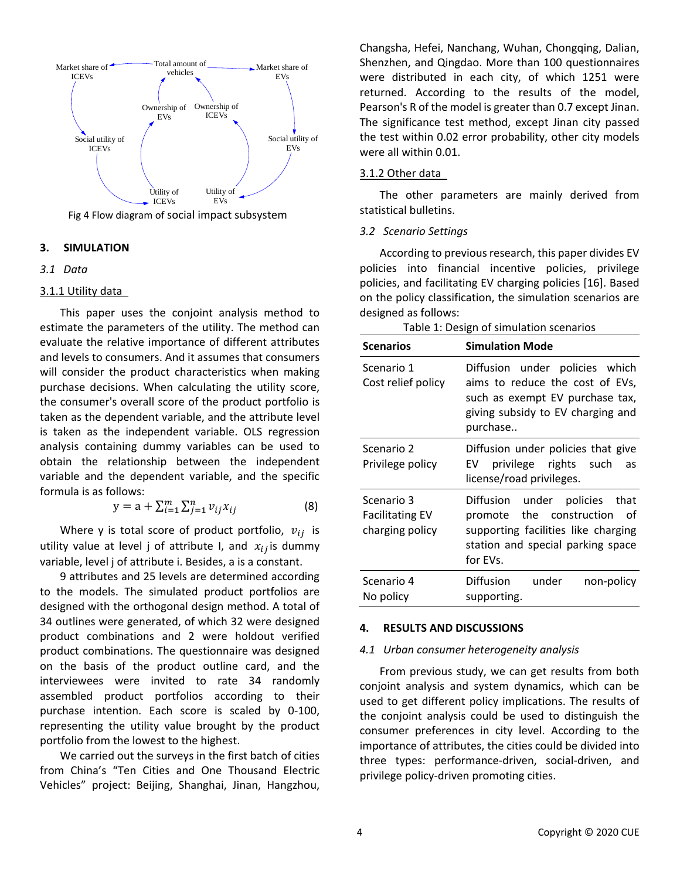Fig 4 Flow diagram of social impact subsystem

## 3. SIMULATION

### *3.1 Data*

#### 3.1.1 Utility data

This paper uses the conjoint analysis method to estimate the parameters of the utility. The method can evaluate the relative importance of different attributes and levels to consumers. And it assumes that consumers will consider the product characteristics when making purchase decisions. When calculating the utility score, the consumer's overall score of the product portfolio is taken as the dependent variable, and the attribute level is taken as the independent variable. OLS regression analysis containing dummy variables can be used to obtain the relationship between the independent variable and the dependent variable, and the specific formula is as follows:

$$y = a + \sum_{i=1}^{m} \sum_{j=1}^{n} v_{ij} x_{ij} \quad (8)$$

Where y is total score of product portfolio, $v_{ij}$ is utility value at level j of attribute I, and $x_{ij}$ is dummy variable, level j of attribute i. Besides, a is a constant.

9 attributes and 25 levels are determined according to the models. The simulated product portfolios are designed with the orthogonal design method. A total of 34 outlines were generated, of which 32 were designed product combinations and 2 were holdout verified product combinations. The questionnaire was designed on the basis of the product outline card, and the interviewees were invited to rate 34 randomly assembled product portfolios according to their purchase intention. Each score is scaled by 0-100, representing the utility value brought by the product portfolio from the lowest to the highest.

We carried out the surveys in the first batch of cities from China's "Ten Cities and One Thousand Electric Vehicles" project: Beijing, Shanghai, Jinan, Hangzhou, Changsha, Hefei, Nanchang, Wuhan, Chongqing, Dalian, Shenzhen, and Qingdao. More than 100 questionnaires were distributed in each city, of which 1251 were returned. According to the results of the model, Pearson's R of the model is greater than 0.7 except Jinan. The significance test method, except Jinan city passed the test within 0.02 error probability, other city models were all within 0.01.

#### 3.1.2 Other data

The other parameters are mainly derived from statistical bulletins.

### *3.2 Scenario Settings*

According to previous research, this paper divides EV policies into financial incentive policies, privilege policies, and facilitating EV charging policies [16]. Based on the policy classification, the simulation scenarios are designed as follows:

Table 1: Design of simulation scenarios

| **Scenarios** | **Simulation Mode** |
|---|---|
| Scenario 1 Cost relief policy | Diffusion under policies which aims to reduce the cost of EVs, such as exempt EV purchase tax, giving subsidy to EV charging and purchase.. |
| Scenario 2 Privilege policy | Diffusion under policies that give EV privilege rights such as license/road privileges. |
| Scenario 3 Facilitating EV charging policy | Diffusion under policies that promote the construction of supporting facilities like charging station and special parking space for EVs. |
| Scenario 4 No policy | Diffusion under non-policy supporting. |

## 4. RESULTS AND DISCUSSIONS

### *4.1 Urban consumer heterogeneity analysis*

From previous study, we can get results from both conjoint analysis and system dynamics, which can be used to get different policy implications. The results of the conjoint analysis could be used to distinguish the consumer preferences in city level. According to the importance of attributes, the cities could be divided into three types: performance-driven, social-driven, and privilege policy-driven promoting cities.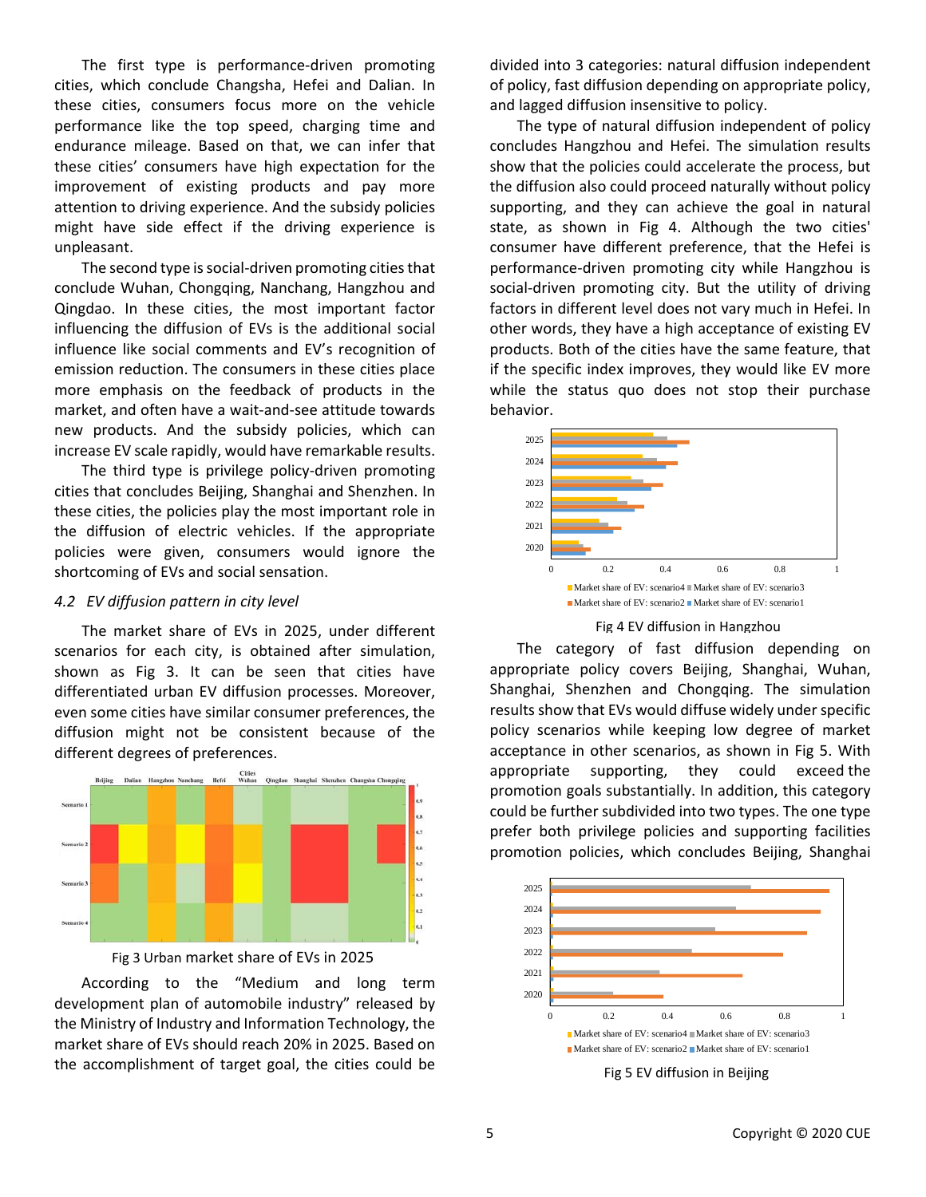The first type is performance-driven promoting cities, which conclude Changsha, Hefei and Dalian. In these cities, consumers focus more on the vehicle performance like the top speed, charging time and endurance mileage. Based on that, we can infer that these cities' consumers have high expectation for the improvement of existing products and pay more attention to driving experience. And the subsidy policies might have side effect if the driving experience is unpleasant.

The second type is social-driven promoting cities that conclude Wuhan, Chongqing, Nanchang, Hangzhou and Qingdao. In these cities, the most important factor influencing the diffusion of EVs is the additional social influence like social comments and EV's recognition of emission reduction. The consumers in these cities place more emphasis on the feedback of products in the market, and often have a wait-and-see attitude towards new products. And the subsidy policies, which can increase EV scale rapidly, would have remarkable results.

The third type is privilege policy-driven promoting cities that concludes Beijing, Shanghai and Shenzhen. In these cities, the policies play the most important role in the diffusion of electric vehicles. If the appropriate policies were given, consumers would ignore the shortcoming of EVs and social sensation.

### *4.2 EV diffusion pattern in city level*

The market share of EVs in 2025, under different scenarios for each city, is obtained after simulation, shown as Fig 3. It can be seen that cities have differentiated urban EV diffusion processes. Moreover, even some cities have similar consumer preferences, the diffusion might not be consistent because of the different degrees of preferences.

Fig 3 Urban market share of EVs in 2025

According to the "Medium and long term development plan of automobile industry" released by the Ministry of Industry and Information Technology, the market share of EVs should reach 20% in 2025. Based on the accomplishment of target goal, the cities could be divided into 3 categories: natural diffusion independent of policy, fast diffusion depending on appropriate policy, and lagged diffusion insensitive to policy.

The type of natural diffusion independent of policy concludes Hangzhou and Hefei. The simulation results show that the policies could accelerate the process, but the diffusion also could proceed naturally without policy supporting, and they can achieve the goal in natural state, as shown in Fig 4. Although the two cities' consumer have different preference, that the Hefei is performance-driven promoting city while Hangzhou is social-driven promoting city. But the utility of driving factors in different level does not vary much in Hefei. In other words, they have a high acceptance of existing EV products. Both of the cities have the same feature, that if the specific index improves, they would like EV more while the status quo does not stop their purchase behavior.

Fig 4 EV diffusion in Hangzhou

The category of fast diffusion depending on appropriate policy covers Beijing, Shanghai, Wuhan, Shanghai, Shenzhen and Chongqing. The simulation results show that EVs would diffuse widely under specific policy scenarios while keeping low degree of market acceptance in other scenarios, as shown in Fig 5. With appropriate supporting, they could exceed the promotion goals substantially. In addition, this category could be further subdivided into two types. The one type prefer both privilege policies and supporting facilities promotion policies, which concludes Beijing, Shanghai

Fig 5 EV diffusion in Beijing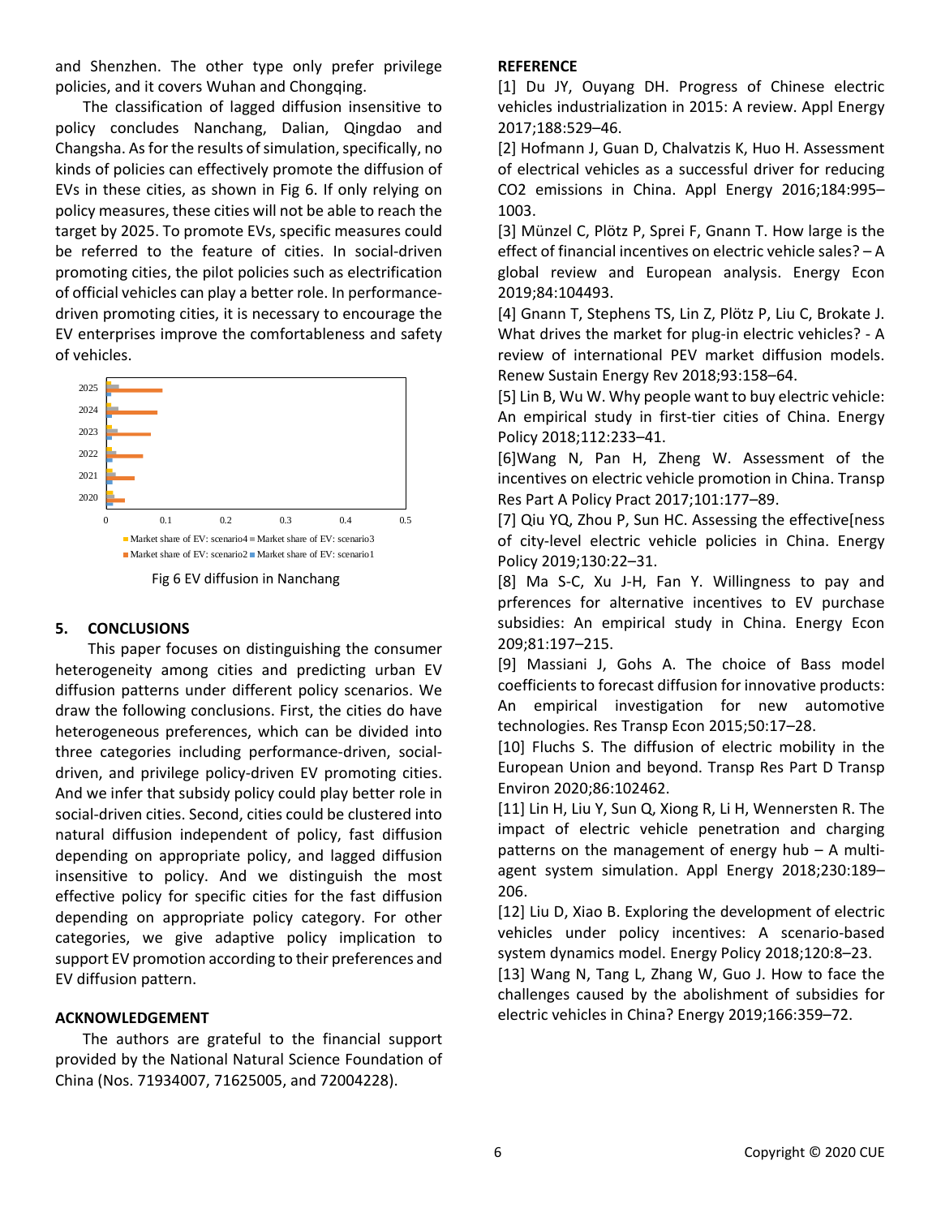and Shenzhen. The other type only prefer privilege policies, and it covers Wuhan and Chongqing.

The classification of lagged diffusion insensitive to policy concludes Nanchang, Dalian, Qingdao and Changsha. As for the results of simulation, specifically, no kinds of policies can effectively promote the diffusion of EVs in these cities, as shown in Fig 6. If only relying on policy measures, these cities will not be able to reach the target by 2025. To promote EVs, specific measures could be referred to the feature of cities. In social-driven promoting cities, the pilot policies such as electrification of official vehicles can play a better role. In performance-driven promoting cities, it is necessary to encourage the EV enterprises improve the comfortableness and safety of vehicles.

2025
2024
2023
2022
2021
2020

0 0.1 0.2 0.3 0.4 0.5

Market share of EV: scenario4 Market share of EV: scenario3
Market share of EV: scenario2 Market share of EV: scenario1

Fig 6 EV diffusion in Nanchang

## 5. CONCLUSIONS

This paper focuses on distinguishing the consumer heterogeneity among cities and predicting urban EV diffusion patterns under different policy scenarios. We draw the following conclusions. First, the cities do have heterogeneous preferences, which can be divided into three categories including performance-driven, social-driven, and privilege policy-driven EV promoting cities. And we infer that subsidy policy could play better role in social-driven cities. Second, cities could be clustered into natural diffusion independent of policy, fast diffusion depending on appropriate policy, and lagged diffusion insensitive to policy. And we distinguish the most effective policy for specific cities for the fast diffusion depending on appropriate policy category. For other categories, we give adaptive policy implication to support EV promotion according to their preferences and EV diffusion pattern.

## ACKNOWLEDGEMENT

The authors are grateful to the financial support provided by the National Natural Science Foundation of China (Nos. 71934007, 71625005, and 72004228).

## REFERENCE

[1] Du JY, Ouyang DH. Progress of Chinese electric vehicles industrialization in 2015: A review. Appl Energy 2017;188:529–46.

[2] Hofmann J, Guan D, Chalvatzis K, Huo H. Assessment of electrical vehicles as a successful driver for reducing CO2 emissions in China. Appl Energy 2016;184:995–1003.

[3] Münzel C, Plötz P, Sprei F, Gnann T. How large is the effect of financial incentives on electric vehicle sales? – A global review and European analysis. Energy Econ 2019;84:104493.

[4] Gnann T, Stephens TS, Lin Z, Plötz P, Liu C, Brokate J. What drives the market for plug-in electric vehicles? - A review of international PEV market diffusion models. Renew Sustain Energy Rev 2018;93:158–64.

[5] Lin B, Wu W. Why people want to buy electric vehicle: An empirical study in first-tier cities of China. Energy Policy 2018;112:233–41.

[6]Wang N, Pan H, Zheng W. Assessment of the incentives on electric vehicle promotion in China. Transp Res Part A Policy Pract 2017;101:177–89.

[7] Qiu YQ, Zhou P, Sun HC. Assessing the effective[ness of city-level electric vehicle policies in China. Energy Policy 2019;130:22–31.

[8] Ma S-C, Xu J-H, Fan Y. Willingness to pay and prferences for alternative incentives to EV purchase subsidies: An empirical study in China. Energy Econ 209;81:197–215.

[9] Massiani J, Gohs A. The choice of Bass model coefficients to forecast diffusion for innovative products: An empirical investigation for new automotive technologies. Res Transp Econ 2015;50:17–28.

[10] Fluchs S. The diffusion of electric mobility in the European Union and beyond. Transp Res Part D Transp Environ 2020;86:102462.

[11] Lin H, Liu Y, Sun Q, Xiong R, Li H, Wennersten R. The impact of electric vehicle penetration and charging patterns on the management of energy hub – A multi-agent system simulation. Appl Energy 2018;230:189–206.

[12] Liu D, Xiao B. Exploring the development of electric vehicles under policy incentives: A scenario-based system dynamics model. Energy Policy 2018;120:8–23.

[13] Wang N, Tang L, Zhang W, Guo J. How to face the challenges caused by the abolishment of subsidies for electric vehicles in China? Energy 2019;166:359–72.